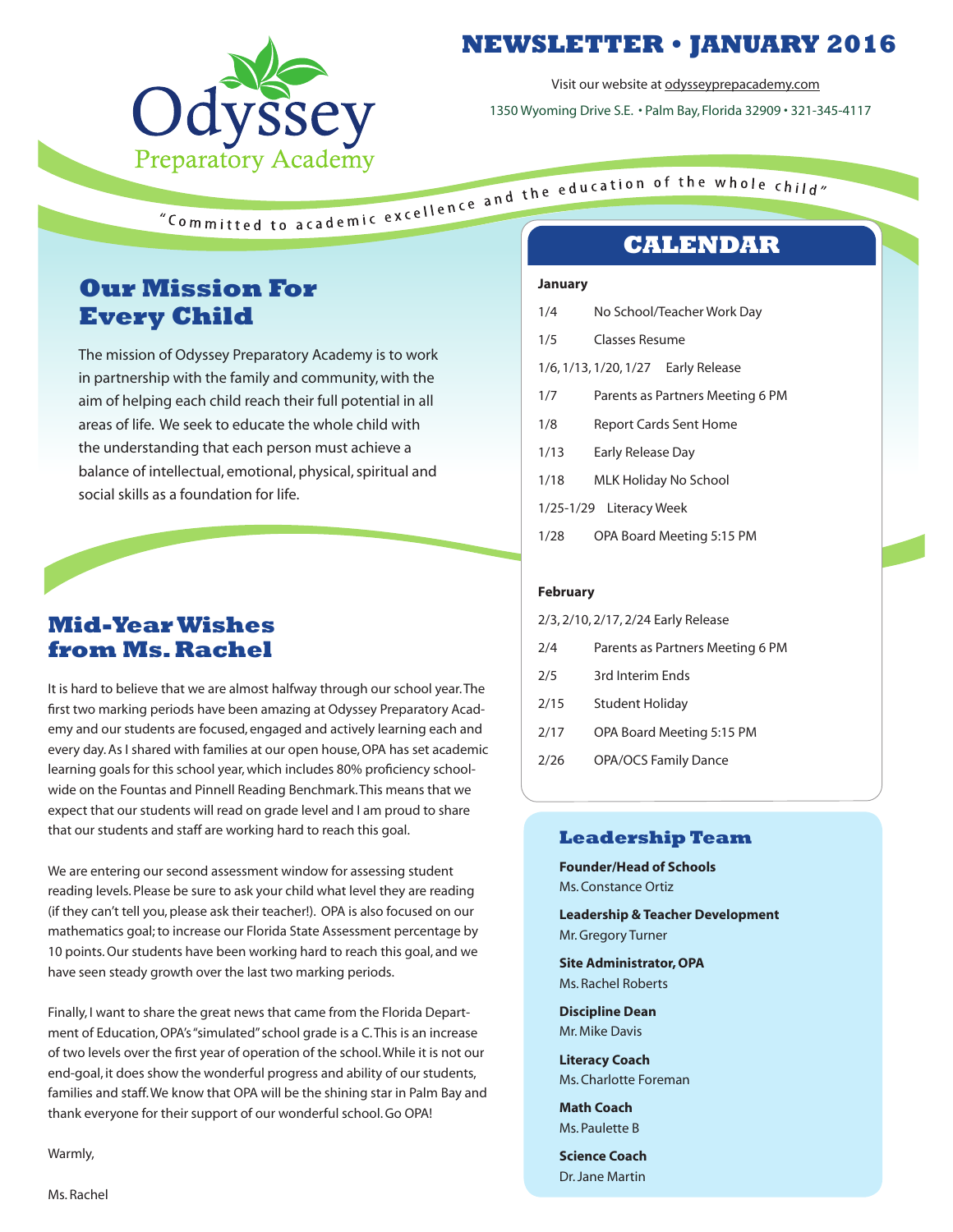# Odyssey Preparatory Academy

## NEWSLETTER • JANUARY 2016

Visit our website at odysseyprepacademy.com

1350 Wyoming Drive S.E. • Palm Bay, Florida 32909 • 321-345-4117

*"Committed to academic excellence and the education of the whole child"*

## Our Mission For Every Child

The mission of Odyssey Preparatory Academy is to work in partnership with the family and community, with the aim of helping each child reach their full potential in all areas of life. We seek to educate the whole child with the understanding that each person must achieve a balance of intellectual, emotional, physical, spiritual and social skills as a foundation for life.

## Mid-Year Wishes from Ms. Rachel

It is hard to believe that we are almost halfway through our school year. The first two marking periods have been amazing at Odyssey Preparatory Academy and our students are focused, engaged and actively learning each and every day. As I shared with families at our open house, OPA has set academic learning goals for this school year, which includes 80% proficiency school-wide on the Fountas and Pinnell Reading Benchmark. This means that we expect that our students will read on grade level and I am proud to share that our students and staff are working hard to reach this goal.

We are entering our second assessment window for assessing student reading levels. Please be sure to ask your child what level they are reading (if they can't tell you, please ask their teacher!). OPA is also focused on our mathematics goal; to increase our Florida State Assessment percentage by 10 points. Our students have been working hard to reach this goal, and we have seen steady growth over the last two marking periods.

Finally, I want to share the great news that came from the Florida Department of Education, OPA's "simulated" school grade is a C. This is an increase of two levels over the first year of operation of the school. While it is not our end-goal, it does show the wonderful progress and ability of our students, families and staff. We know that OPA will be the shining star in Palm Bay and thank everyone for their support of our wonderful school. Go OPA!

Warmly,

Ms. Rachel

## CALENDAR

**January**

- 1/4 No School/Teacher Work Day
- 1/5 Classes Resume
- 1/6, 1/13, 1/20, 1/27 Early Release
- 1/7 Parents as Partners Meeting 6 PM
- 1/8 Report Cards Sent Home
- 1/13 Early Release Day
- 1/18 MLK Holiday No School
- 1/25-1/29 Literacy Week
- 1/28 OPA Board Meeting 5:15 PM

**February**

- 2/3, 2/10, 2/17, 2/24 Early Release
- 2/4 Parents as Partners Meeting 6 PM
- 2/5 3rd Interim Ends
- 2/15 Student Holiday
- 2/17 OPA Board Meeting 5:15 PM
- 2/26 OPA/OCS Family Dance

## Leadership Team

**Founder/Head of Schools**
Ms. Constance Ortiz

**Leadership & Teacher Development**
Mr. Gregory Turner

**Site Administrator, OPA**
Ms. Rachel Roberts

**Discipline Dean**
Mr. Mike Davis

**Literacy Coach**
Ms. Charlotte Foreman

**Math Coach**
Ms. Paulette B

**Science Coach**
Dr. Jane Martin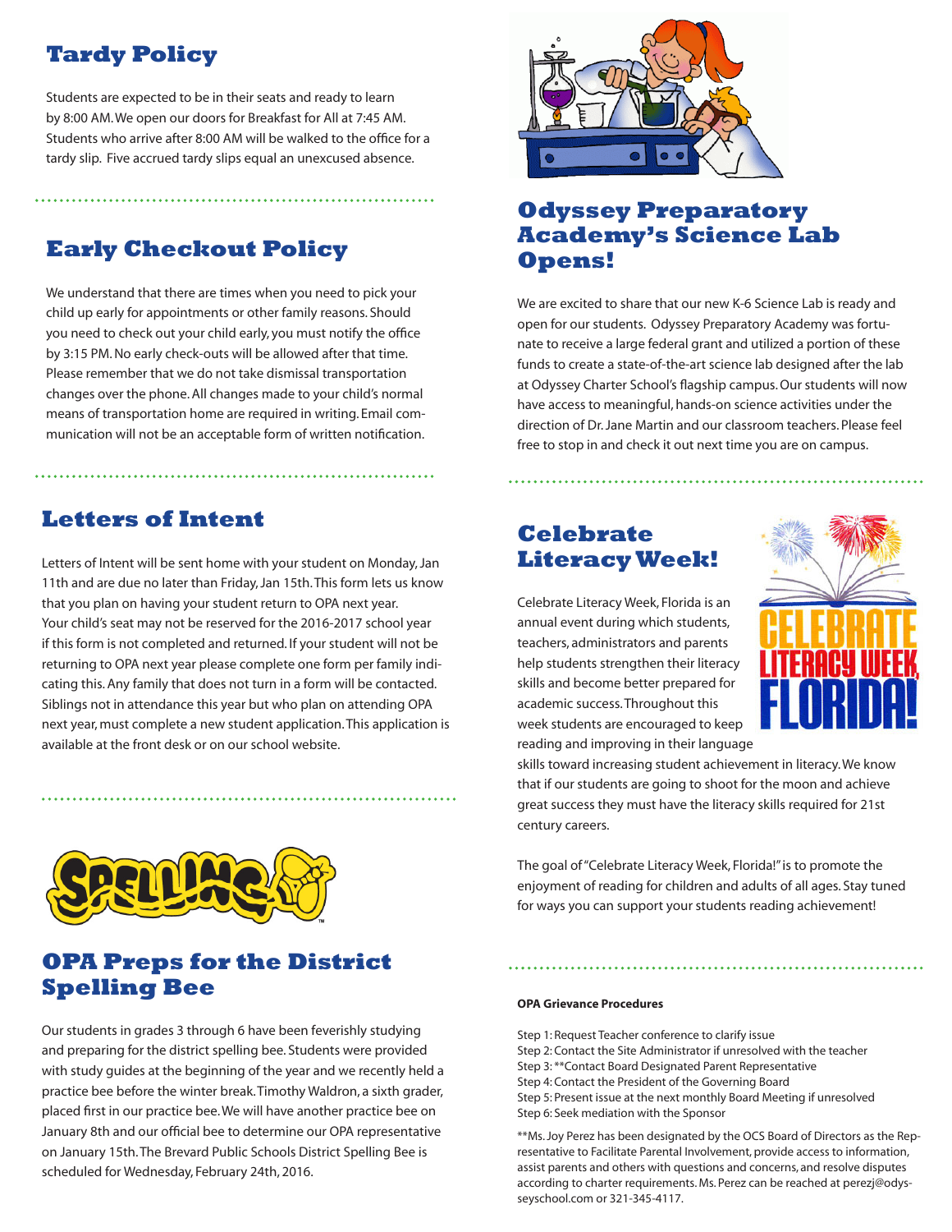## Tardy Policy

Students are expected to be in their seats and ready to learn by 8:00 AM. We open our doors for Breakfast for All at 7:45 AM. Students who arrive after 8:00 AM will be walked to the office for a tardy slip. Five accrued tardy slips equal an unexcused absence.

## Early Checkout Policy

We understand that there are times when you need to pick your child up early for appointments or other family reasons. Should you need to check out your child early, you must notify the office by 3:15 PM. No early check-outs will be allowed after that time. Please remember that we do not take dismissal transportation changes over the phone. All changes made to your child's normal means of transportation home are required in writing. Email communication will not be an acceptable form of written notification.

## Letters of Intent

Letters of Intent will be sent home with your student on Monday, Jan 11th and are due no later than Friday, Jan 15th. This form lets us know that you plan on having your student return to OPA next year. Your child's seat may not be reserved for the 2016-2017 school year if this form is not completed and returned. If your student will not be returning to OPA next year please complete one form per family indicating this. Any family that does not turn in a form will be contacted. Siblings not in attendance this year but who plan on attending OPA next year, must complete a new student application. This application is available at the front desk or on our school website.

## OPA Preps for the District Spelling Bee

Our students in grades 3 through 6 have been feverishly studying and preparing for the district spelling bee. Students were provided with study guides at the beginning of the year and we recently held a practice bee before the winter break. Timothy Waldron, a sixth grader, placed first in our practice bee. We will have another practice bee on January 8th and our official bee to determine our OPA representative on January 15th. The Brevard Public Schools District Spelling Bee is scheduled for Wednesday, February 24th, 2016.

## Odyssey Preparatory Academy's Science Lab Opens!

We are excited to share that our new K-6 Science Lab is ready and open for our students. Odyssey Preparatory Academy was fortunate to receive a large federal grant and utilized a portion of these funds to create a state-of-the-art science lab designed after the lab at Odyssey Charter School's flagship campus. Our students will now have access to meaningful, hands-on science activities under the direction of Dr. Jane Martin and our classroom teachers. Please feel free to stop in and check it out next time you are on campus.

## Celebrate Literacy Week!

Celebrate Literacy Week, Florida is an annual event during which students, teachers, administrators and parents help students strengthen their literacy skills and become better prepared for academic success. Throughout this week students are encouraged to keep reading and improving in their language skills toward increasing student achievement in literacy. We know that if our students are going to shoot for the moon and achieve great success they must have the literacy skills required for 21st century careers.

The goal of "Celebrate Literacy Week, Florida!" is to promote the enjoyment of reading for children and adults of all ages. Stay tuned for ways you can support your students reading achievement!

**OPA Grievance Procedures**

Step 1: Request Teacher conference to clarify issue
Step 2: Contact the Site Administrator if unresolved with the teacher
Step 3: **Contact Board Designated Parent Representative
Step 4: Contact the President of the Governing Board
Step 5: Present issue at the next monthly Board Meeting if unresolved
Step 6: Seek mediation with the Sponsor

**Ms. Joy Perez has been designated by the OCS Board of Directors as the Representative to Facilitate Parental Involvement, provide access to information, assist parents and others with questions and concerns, and resolve disputes according to charter requirements. Ms. Perez can be reached at perezj@odysseyschool.com or 321-345-4117.